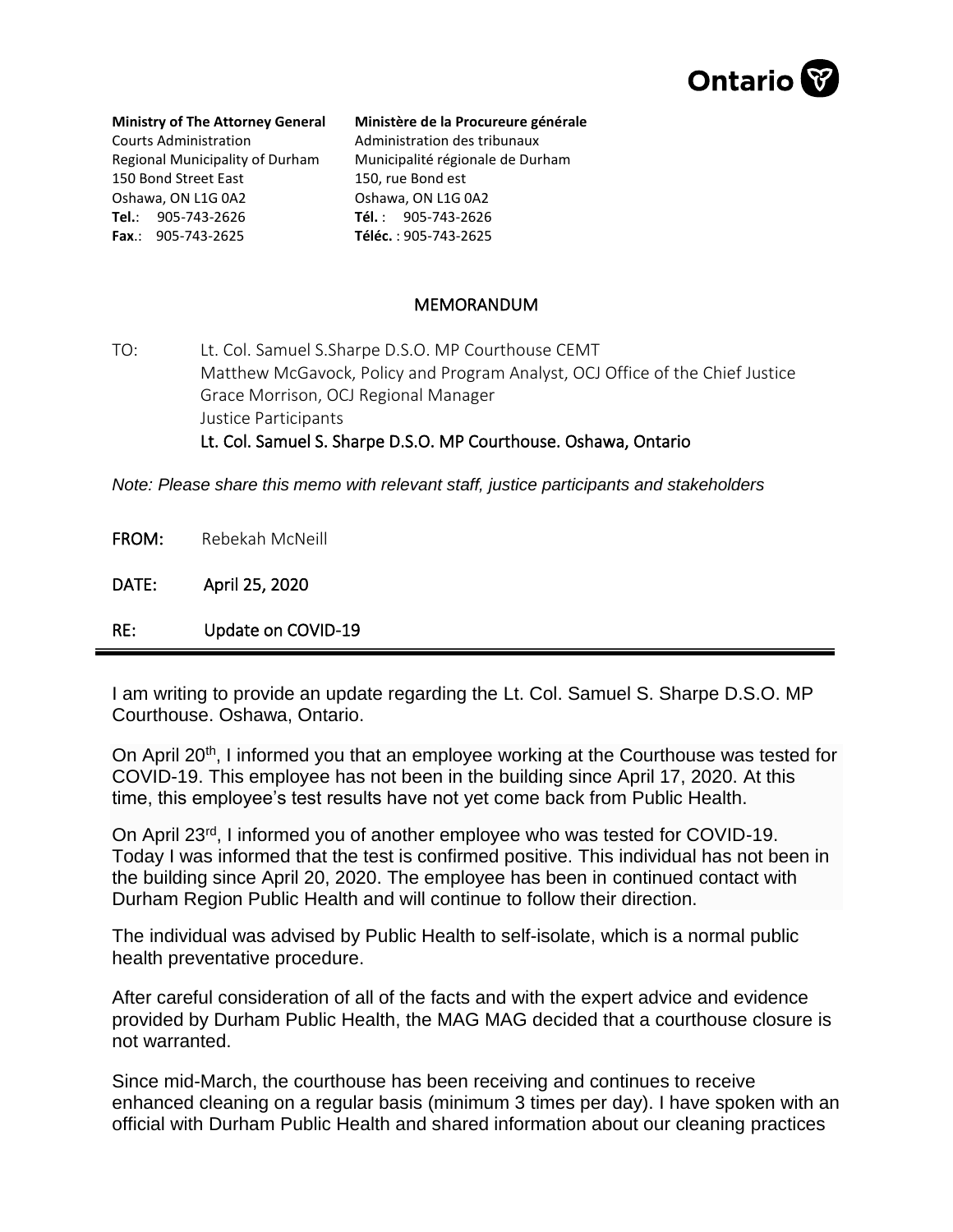Ontario

**Ministry of The Attorney General**
Courts Administration
Regional Municipality of Durham
150 Bond Street East
Oshawa, ON L1G 0A2
**Tel.**: 905-743-2626
**Fax**.: 905-743-2625

**Ministère de la Procureure générale**
Administration des tribunaux
Municipalité régionale de Durham
150, rue Bond est
Oshawa, ON L1G 0A2
**Tél.** : 905-743-2626
**Téléc.** : 905-743-2625

MEMORANDUM

TO: Lt. Col. Samuel S.Sharpe D.S.O. MP Courthouse CEMT
Matthew McGavock, Policy and Program Analyst, OCJ Office of the Chief Justice
Grace Morrison, OCJ Regional Manager
Justice Participants
Lt. Col. Samuel S. Sharpe D.S.O. MP Courthouse. Oshawa, Ontario

*Note: Please share this memo with relevant staff, justice participants and stakeholders*

**FROM:** Rebekah McNeill

**DATE:** April 25, 2020

**RE:** Update on COVID-19

---

I am writing to provide an update regarding the Lt. Col. Samuel S. Sharpe D.S.O. MP Courthouse. Oshawa, Ontario.

On April 20th, I informed you that an employee working at the Courthouse was tested for COVID-19. This employee has not been in the building since April 17, 2020. At this time, this employee's test results have not yet come back from Public Health.

On April 23rd, I informed you of another employee who was tested for COVID-19. Today I was informed that the test is confirmed positive. This individual has not been in the building since April 20, 2020. The employee has been in continued contact with Durham Region Public Health and will continue to follow their direction.

The individual was advised by Public Health to self-isolate, which is a normal public health preventative procedure.

After careful consideration of all of the facts and with the expert advice and evidence provided by Durham Public Health, the MAG MAG decided that a courthouse closure is not warranted.

Since mid-March, the courthouse has been receiving and continues to receive enhanced cleaning on a regular basis (minimum 3 times per day). I have spoken with an official with Durham Public Health and shared information about our cleaning practices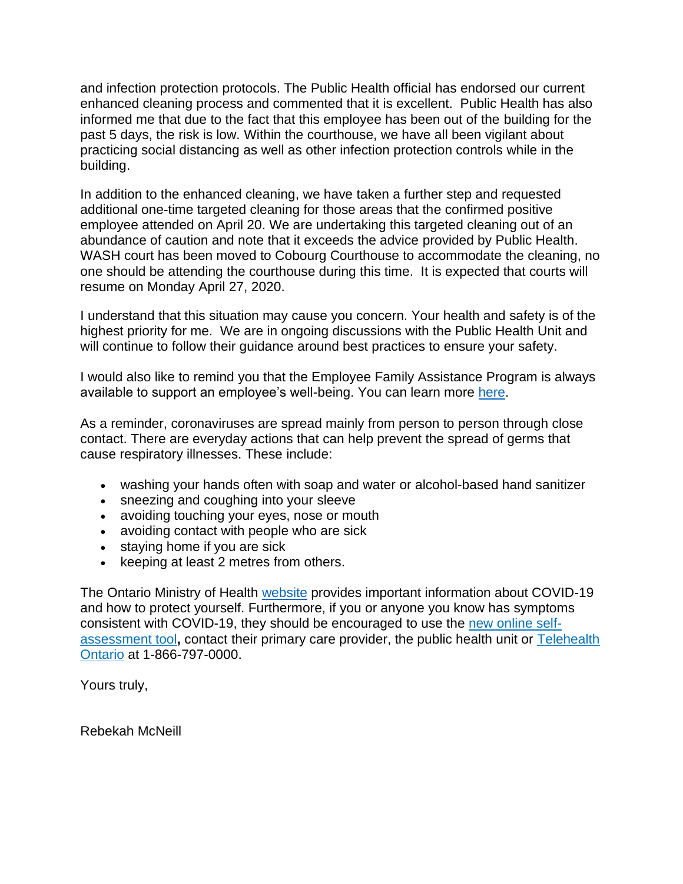and infection protection protocols. The Public Health official has endorsed our current enhanced cleaning process and commented that it is excellent. Public Health has also informed me that due to the fact that this employee has been out of the building for the past 5 days, the risk is low. Within the courthouse, we have all been vigilant about practicing social distancing as well as other infection protection controls while in the building.

In addition to the enhanced cleaning, we have taken a further step and requested additional one-time targeted cleaning for those areas that the confirmed positive employee attended on April 20. We are undertaking this targeted cleaning out of an abundance of caution and note that it exceeds the advice provided by Public Health. WASH court has been moved to Cobourg Courthouse to accommodate the cleaning, no one should be attending the courthouse during this time. It is expected that courts will resume on Monday April 27, 2020.

I understand that this situation may cause you concern. Your health and safety is of the highest priority for me. We are in ongoing discussions with the Public Health Unit and will continue to follow their guidance around best practices to ensure your safety.

I would also like to remind you that the Employee Family Assistance Program is always available to support an employee's well-being. You can learn more here.

As a reminder, coronaviruses are spread mainly from person to person through close contact. There are everyday actions that can help prevent the spread of germs that cause respiratory illnesses. These include:

- washing your hands often with soap and water or alcohol-based hand sanitizer
- sneezing and coughing into your sleeve
- avoiding touching your eyes, nose or mouth
- avoiding contact with people who are sick
- staying home if you are sick
- keeping at least 2 metres from others.

The Ontario Ministry of Health website provides important information about COVID-19 and how to protect yourself. Furthermore, if you or anyone you know has symptoms consistent with COVID-19, they should be encouraged to use the new online self-assessment tool**,** contact their primary care provider, the public health unit or Telehealth Ontario at 1-866-797-0000.

Yours truly,

Rebekah McNeill